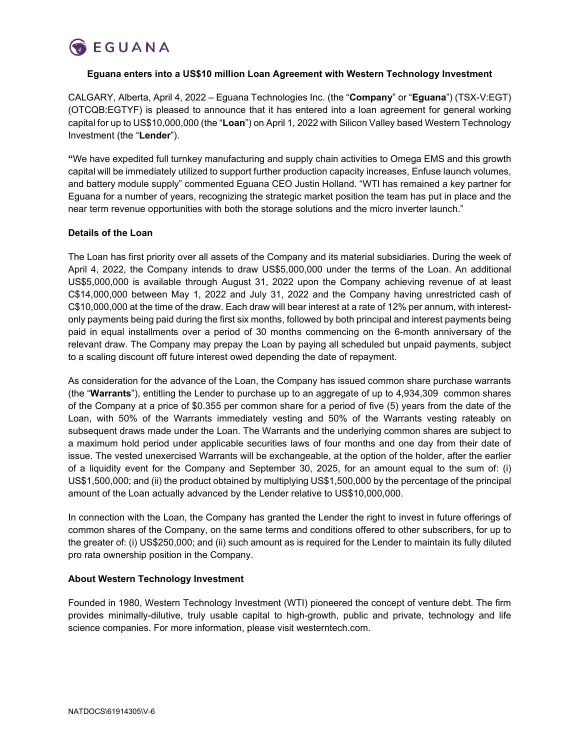EGUANA

**Eguana enters into a US$10 million Loan Agreement with Western Technology Investment**

CALGARY, Alberta, April 4, 2022 – Eguana Technologies Inc. (the "**Company**" or "**Eguana**") (TSX-V:EGT) (OTCQB:EGTYF) is pleased to announce that it has entered into a loan agreement for general working capital for up to US$10,000,000 (the "**Loan**") on April 1, 2022 with Silicon Valley based Western Technology Investment (the "**Lender**").

**"**We have expedited full turnkey manufacturing and supply chain activities to Omega EMS and this growth capital will be immediately utilized to support further production capacity increases, Enfuse launch volumes, and battery module supply" commented Eguana CEO Justin Holland. "WTI has remained a key partner for Eguana for a number of years, recognizing the strategic market position the team has put in place and the near term revenue opportunities with both the storage solutions and the micro inverter launch."

**Details of the Loan**

The Loan has first priority over all assets of the Company and its material subsidiaries. During the week of April 4, 2022, the Company intends to draw US$5,000,000 under the terms of the Loan. An additional US$5,000,000 is available through August 31, 2022 upon the Company achieving revenue of at least C$14,000,000 between May 1, 2022 and July 31, 2022 and the Company having unrestricted cash of C$10,000,000 at the time of the draw. Each draw will bear interest at a rate of 12% per annum, with interest-only payments being paid during the first six months, followed by both principal and interest payments being paid in equal installments over a period of 30 months commencing on the 6-month anniversary of the relevant draw. The Company may prepay the Loan by paying all scheduled but unpaid payments, subject to a scaling discount off future interest owed depending the date of repayment.

As consideration for the advance of the Loan, the Company has issued common share purchase warrants (the "**Warrants**"), entitling the Lender to purchase up to an aggregate of up to 4,934,309 common shares of the Company at a price of $0.355 per common share for a period of five (5) years from the date of the Loan, with 50% of the Warrants immediately vesting and 50% of the Warrants vesting rateably on subsequent draws made under the Loan. The Warrants and the underlying common shares are subject to a maximum hold period under applicable securities laws of four months and one day from their date of issue. The vested unexercised Warrants will be exchangeable, at the option of the holder, after the earlier of a liquidity event for the Company and September 30, 2025, for an amount equal to the sum of: (i) US$1,500,000; and (ii) the product obtained by multiplying US$1,500,000 by the percentage of the principal amount of the Loan actually advanced by the Lender relative to US$10,000,000.

In connection with the Loan, the Company has granted the Lender the right to invest in future offerings of common shares of the Company, on the same terms and conditions offered to other subscribers, for up to the greater of: (i) US$250,000; and (ii) such amount as is required for the Lender to maintain its fully diluted pro rata ownership position in the Company.

**About Western Technology Investment**

Founded in 1980, Western Technology Investment (WTI) pioneered the concept of venture debt. The firm provides minimally-dilutive, truly usable capital to high-growth, public and private, technology and life science companies. For more information, please visit westerntech.com.

NATDOCS\61914305\V-6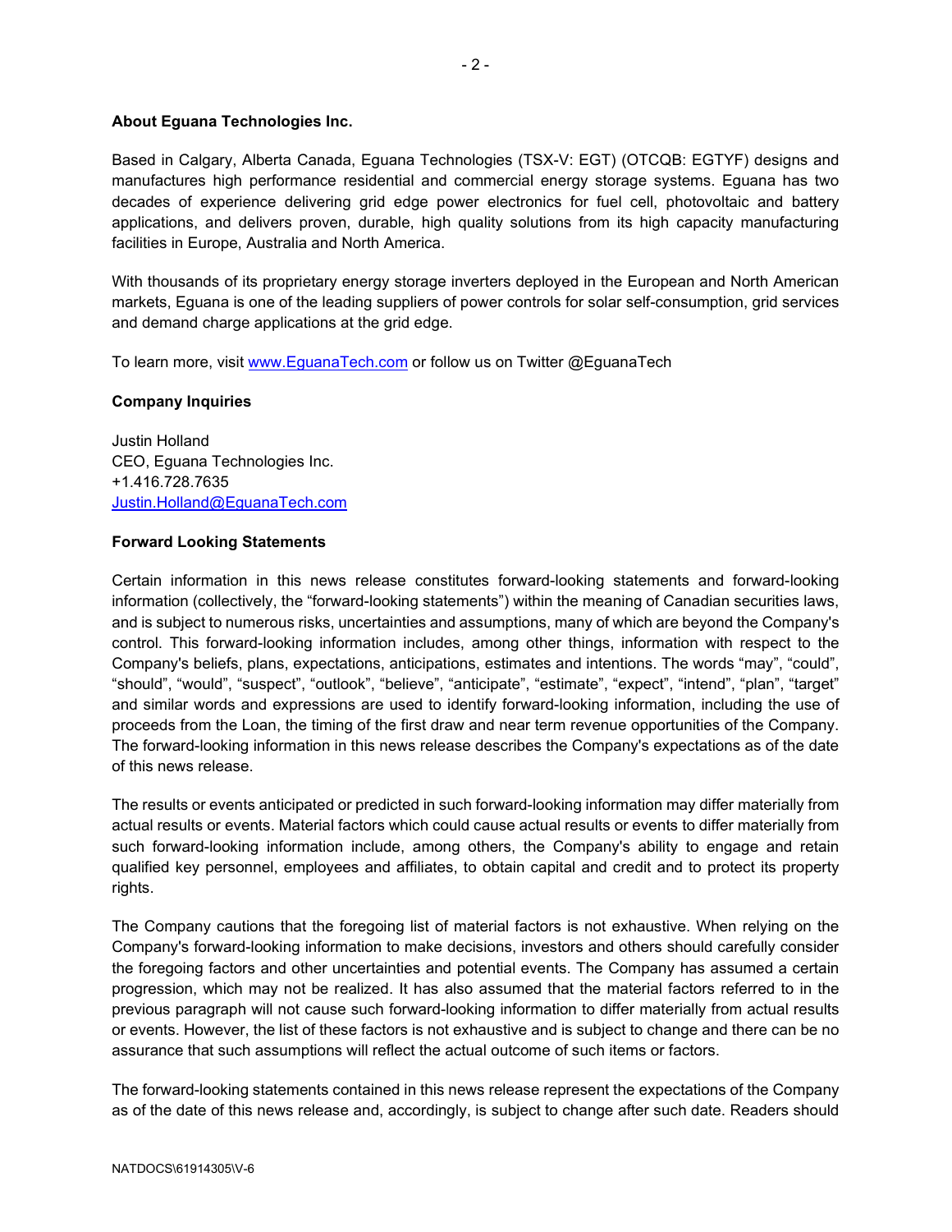**About Eguana Technologies Inc.**

Based in Calgary, Alberta Canada, Eguana Technologies (TSX-V: EGT) (OTCQB: EGTYF) designs and manufactures high performance residential and commercial energy storage systems. Eguana has two decades of experience delivering grid edge power electronics for fuel cell, photovoltaic and battery applications, and delivers proven, durable, high quality solutions from its high capacity manufacturing facilities in Europe, Australia and North America.

With thousands of its proprietary energy storage inverters deployed in the European and North American markets, Eguana is one of the leading suppliers of power controls for solar self-consumption, grid services and demand charge applications at the grid edge.

To learn more, visit [www.EguanaTech.com](http://www.EguanaTech.com) or follow us on Twitter @EguanaTech

**Company Inquiries**

Justin Holland
CEO, Eguana Technologies Inc.
+1.416.728.7635
[Justin.Holland@EguanaTech.com](mailto:Justin.Holland@EguanaTech.com)

**Forward Looking Statements**

Certain information in this news release constitutes forward-looking statements and forward-looking information (collectively, the "forward-looking statements") within the meaning of Canadian securities laws, and is subject to numerous risks, uncertainties and assumptions, many of which are beyond the Company's control. This forward-looking information includes, among other things, information with respect to the Company's beliefs, plans, expectations, anticipations, estimates and intentions. The words "may", "could", "should", "would", "suspect", "outlook", "believe", "anticipate", "estimate", "expect", "intend", "plan", "target" and similar words and expressions are used to identify forward-looking information, including the use of proceeds from the Loan, the timing of the first draw and near term revenue opportunities of the Company. The forward-looking information in this news release describes the Company's expectations as of the date of this news release.

The results or events anticipated or predicted in such forward-looking information may differ materially from actual results or events. Material factors which could cause actual results or events to differ materially from such forward-looking information include, among others, the Company's ability to engage and retain qualified key personnel, employees and affiliates, to obtain capital and credit and to protect its property rights.

The Company cautions that the foregoing list of material factors is not exhaustive. When relying on the Company's forward-looking information to make decisions, investors and others should carefully consider the foregoing factors and other uncertainties and potential events. The Company has assumed a certain progression, which may not be realized. It has also assumed that the material factors referred to in the previous paragraph will not cause such forward-looking information to differ materially from actual results or events. However, the list of these factors is not exhaustive and is subject to change and there can be no assurance that such assumptions will reflect the actual outcome of such items or factors.

The forward-looking statements contained in this news release represent the expectations of the Company as of the date of this news release and, accordingly, is subject to change after such date. Readers should

NATDOCS\61914305\V-6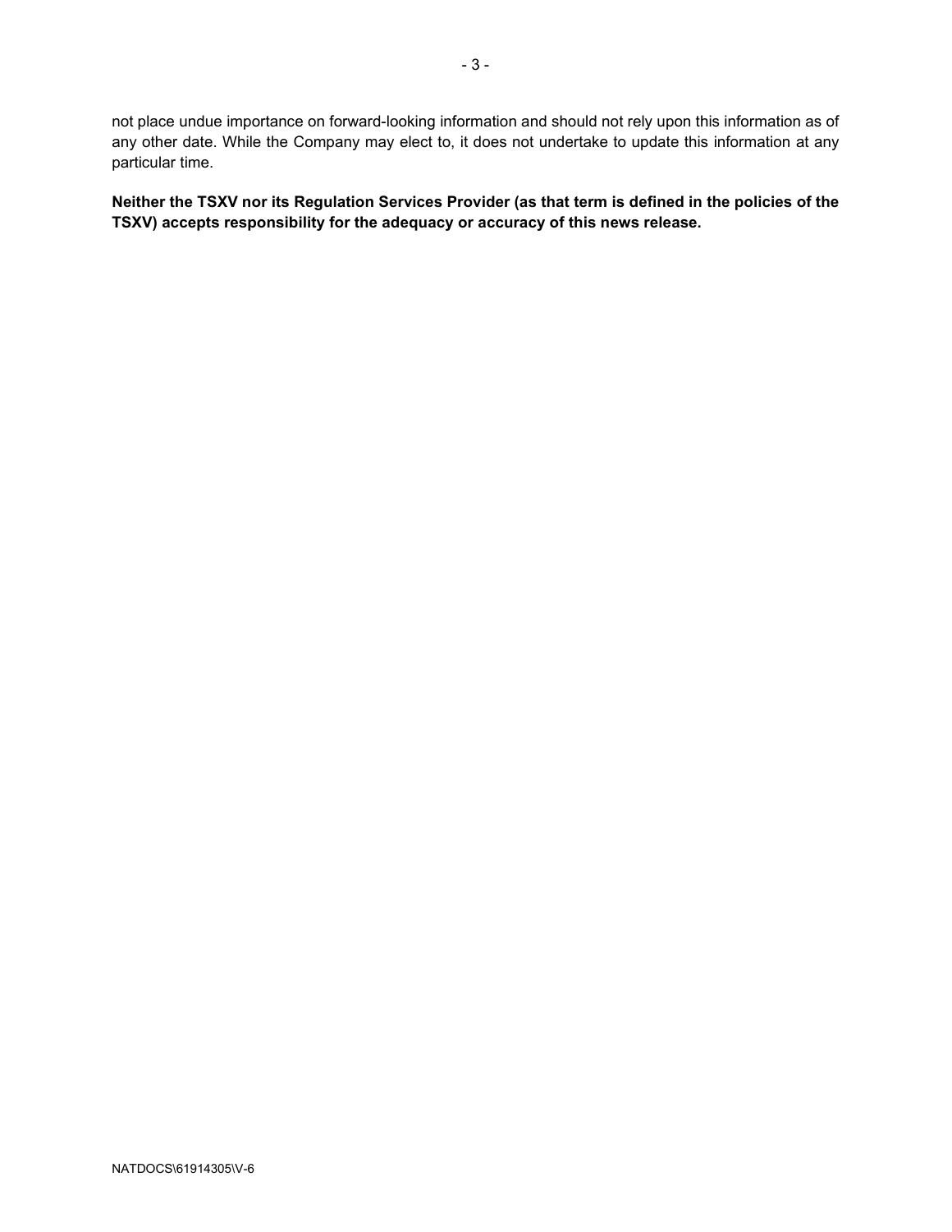not place undue importance on forward-looking information and should not rely upon this information as of any other date. While the Company may elect to, it does not undertake to update this information at any particular time.

**Neither the TSXV nor its Regulation Services Provider (as that term is defined in the policies of the TSXV) accepts responsibility for the adequacy or accuracy of this news release.**